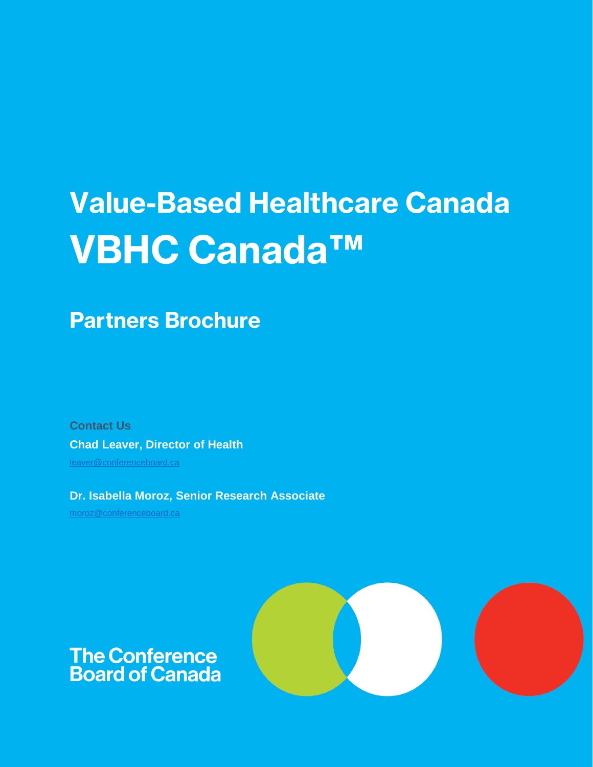# Value-Based Healthcare Canada

# VBHC Canada™

## Partners Brochure

**Contact Us**

**Chad Leaver, Director of Health**

leaver@conferenceboard.ca

**Dr. Isabella Moroz, Senior Research Associate**

moroz@conferenceboard.ca

The Conference Board of Canada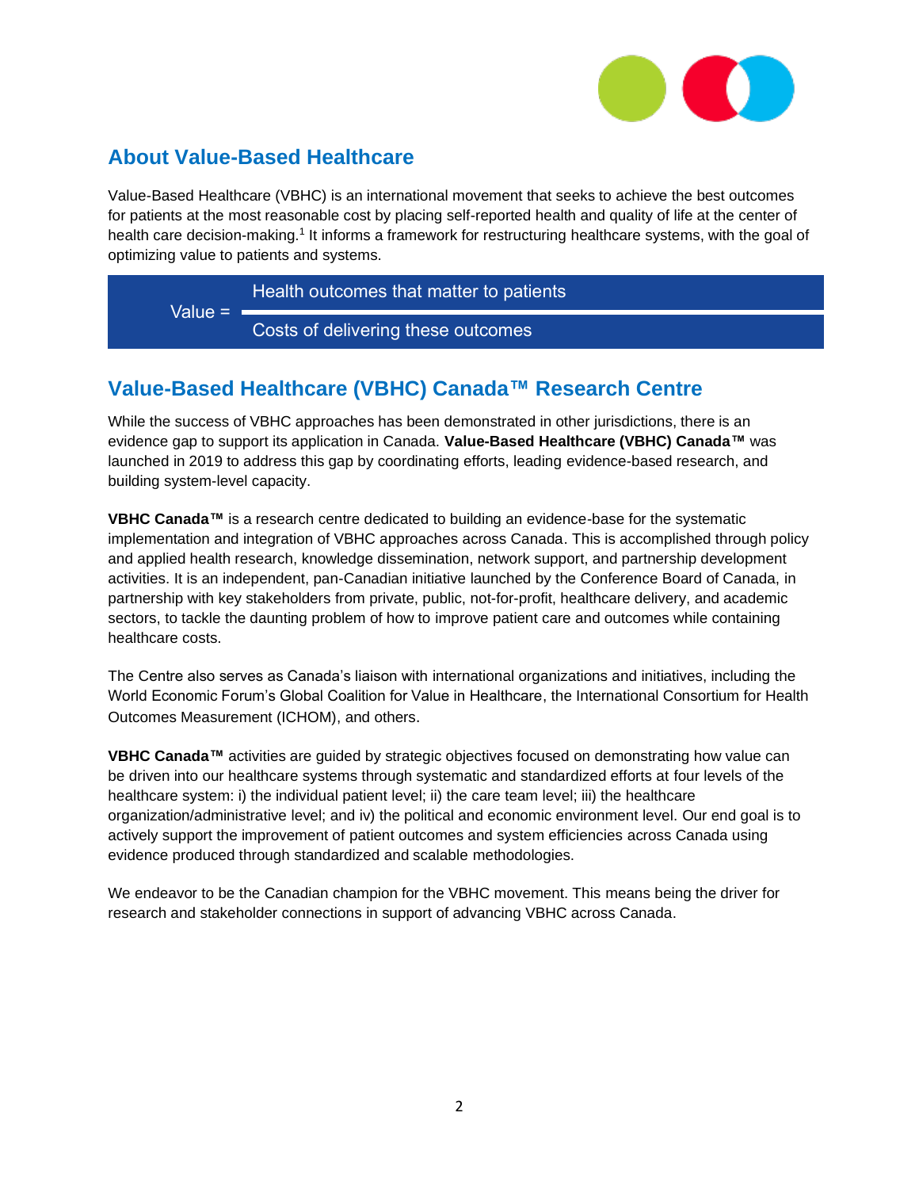## About Value-Based Healthcare

Value-Based Healthcare (VBHC) is an international movement that seeks to achieve the best outcomes for patients at the most reasonable cost by placing self-reported health and quality of life at the center of health care decision-making.[1] It informs a framework for restructuring healthcare systems, with the goal of optimizing value to patients and systems.

$$\text{Value} = \frac{\text{Health outcomes that matter to patients}}{\text{Costs of delivering these outcomes}}$$

## Value-Based Healthcare (VBHC) Canada™ Research Centre

While the success of VBHC approaches has been demonstrated in other jurisdictions, there is an evidence gap to support its application in Canada. **Value-Based Healthcare (VBHC) Canada™** was launched in 2019 to address this gap by coordinating efforts, leading evidence-based research, and building system-level capacity.

**VBHC Canada™** is a research centre dedicated to building an evidence-base for the systematic implementation and integration of VBHC approaches across Canada. This is accomplished through policy and applied health research, knowledge dissemination, network support, and partnership development activities. It is an independent, pan-Canadian initiative launched by the Conference Board of Canada, in partnership with key stakeholders from private, public, not-for-profit, healthcare delivery, and academic sectors, to tackle the daunting problem of how to improve patient care and outcomes while containing healthcare costs.

The Centre also serves as Canada's liaison with international organizations and initiatives, including the World Economic Forum's Global Coalition for Value in Healthcare, the International Consortium for Health Outcomes Measurement (ICHOM), and others.

**VBHC Canada™** activities are guided by strategic objectives focused on demonstrating how value can be driven into our healthcare systems through systematic and standardized efforts at four levels of the healthcare system: i) the individual patient level; ii) the care team level; iii) the healthcare organization/administrative level; and iv) the political and economic environment level. Our end goal is to actively support the improvement of patient outcomes and system efficiencies across Canada using evidence produced through standardized and scalable methodologies.

We endeavor to be the Canadian champion for the VBHC movement. This means being the driver for research and stakeholder connections in support of advancing VBHC across Canada.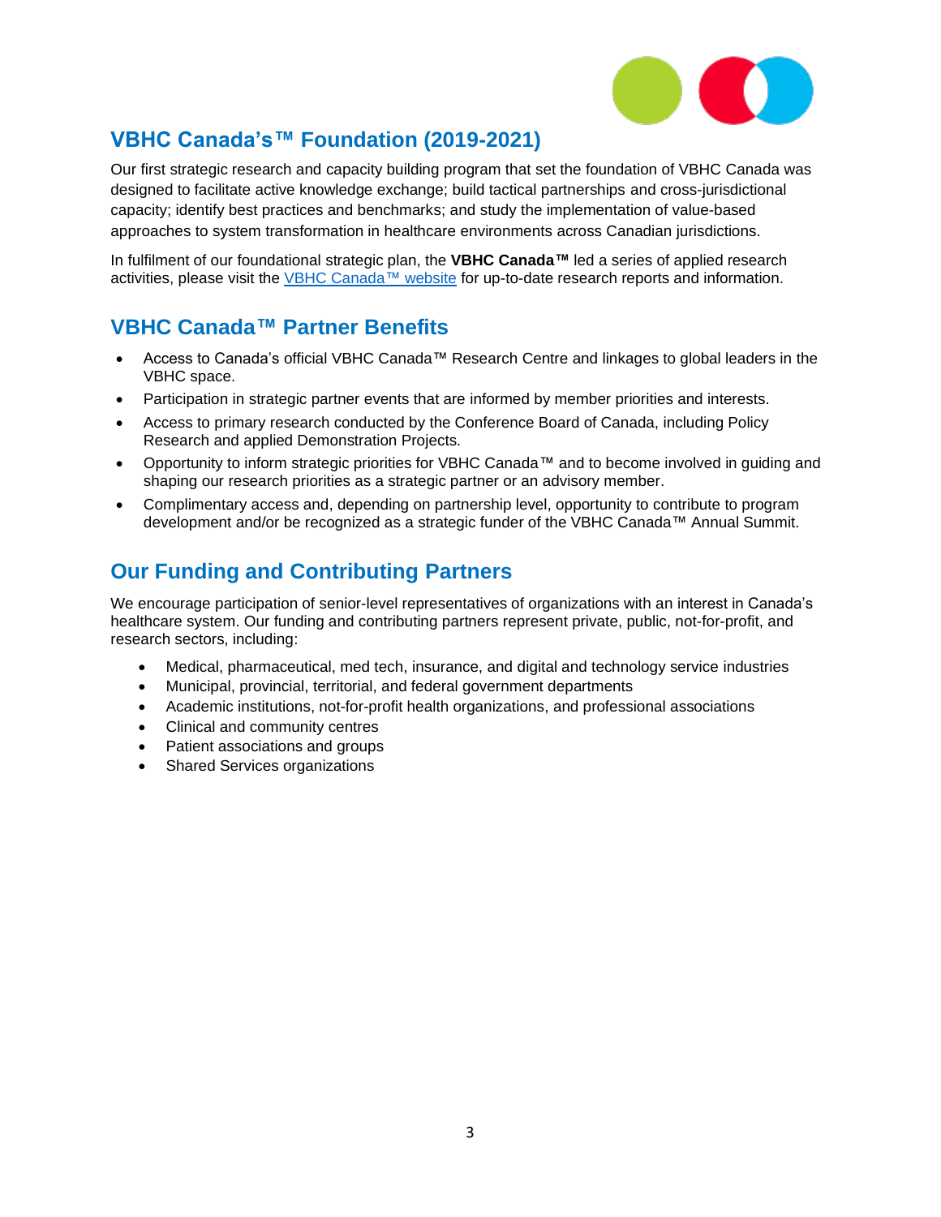## VBHC Canada's™ Foundation (2019-2021)

Our first strategic research and capacity building program that set the foundation of VBHC Canada was designed to facilitate active knowledge exchange; build tactical partnerships and cross-jurisdictional capacity; identify best practices and benchmarks; and study the implementation of value-based approaches to system transformation in healthcare environments across Canadian jurisdictions.

In fulfilment of our foundational strategic plan, the **VBHC Canada™** led a series of applied research activities, please visit the VBHC Canada™ website for up-to-date research reports and information.

## VBHC Canada™ Partner Benefits

- Access to Canada's official VBHC Canada™ Research Centre and linkages to global leaders in the VBHC space.
- Participation in strategic partner events that are informed by member priorities and interests.
- Access to primary research conducted by the Conference Board of Canada, including Policy Research and applied Demonstration Projects.
- Opportunity to inform strategic priorities for VBHC Canada™ and to become involved in guiding and shaping our research priorities as a strategic partner or an advisory member.
- Complimentary access and, depending on partnership level, opportunity to contribute to program development and/or be recognized as a strategic funder of the VBHC Canada™ Annual Summit.

## Our Funding and Contributing Partners

We encourage participation of senior-level representatives of organizations with an interest in Canada's healthcare system. Our funding and contributing partners represent private, public, not-for-profit, and research sectors, including:

- Medical, pharmaceutical, med tech, insurance, and digital and technology service industries
- Municipal, provincial, territorial, and federal government departments
- Academic institutions, not-for-profit health organizations, and professional associations
- Clinical and community centres
- Patient associations and groups
- Shared Services organizations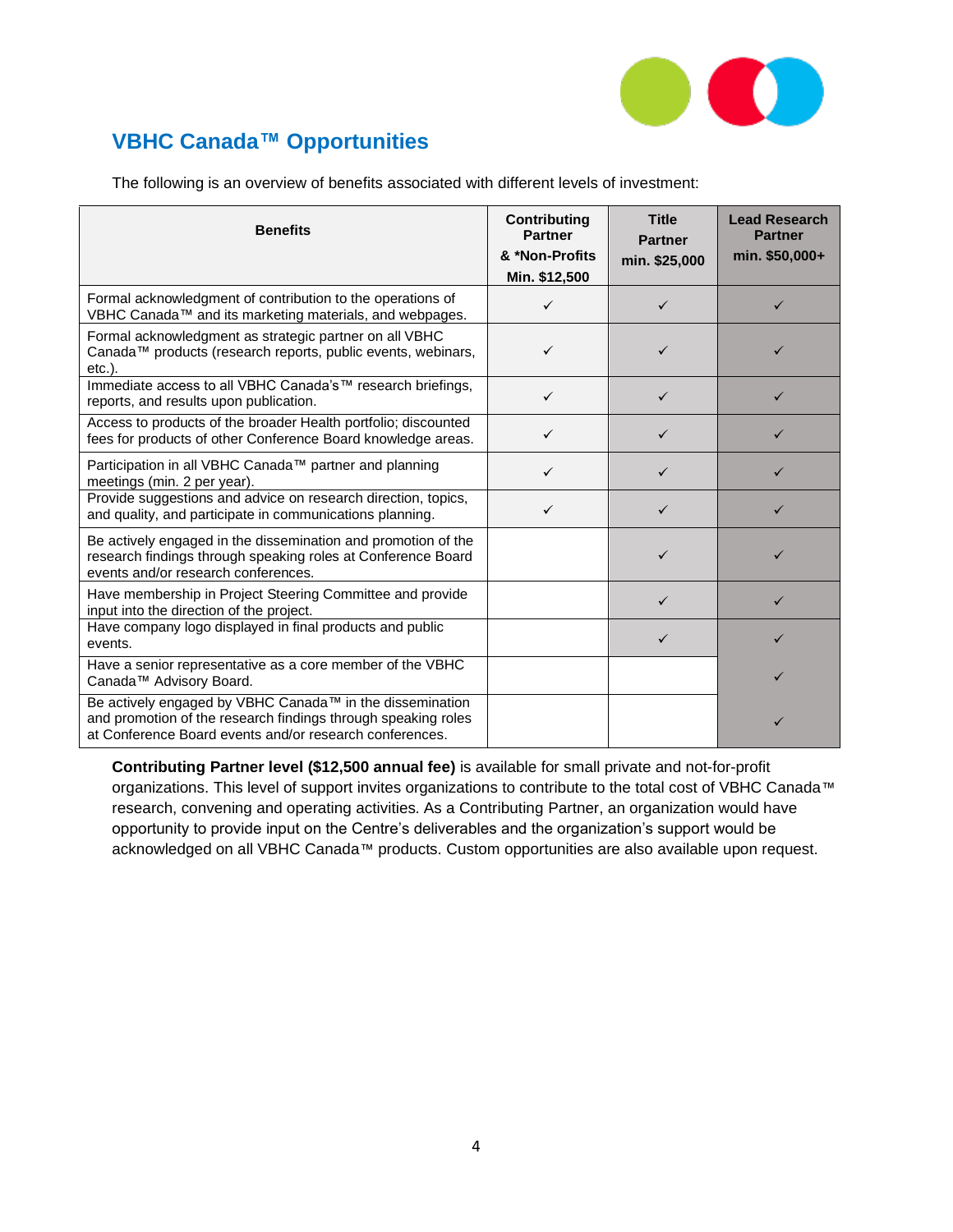## VBHC Canada™ Opportunities

The following is an overview of benefits associated with different levels of investment:

| Benefits | Contributing Partner & *Non-Profits Min. $12,500 | Title Partner min. $25,000 | Lead Research Partner min. $50,000+ |
|---|---|---|---|
| Formal acknowledgment of contribution to the operations of VBHC Canada™ and its marketing materials, and webpages. | ✓ | ✓ | ✓ |
| Formal acknowledgment as strategic partner on all VBHC Canada™ products (research reports, public events, webinars, etc.). | ✓ | ✓ | ✓ |
| Immediate access to all VBHC Canada's™ research briefings, reports, and results upon publication. | ✓ | ✓ | ✓ |
| Access to products of the broader Health portfolio; discounted fees for products of other Conference Board knowledge areas. | ✓ | ✓ | ✓ |
| Participation in all VBHC Canada™ partner and planning meetings (min. 2 per year). | ✓ | ✓ | ✓ |
| Provide suggestions and advice on research direction, topics, and quality, and participate in communications planning. | ✓ | ✓ | ✓ |
| Be actively engaged in the dissemination and promotion of the research findings through speaking roles at Conference Board events and/or research conferences. | | ✓ | ✓ |
| Have membership in Project Steering Committee and provide input into the direction of the project. | | ✓ | ✓ |
| Have company logo displayed in final products and public events. | | ✓ | ✓ |
| Have a senior representative as a core member of the VBHC Canada™ Advisory Board. | | | ✓ |
| Be actively engaged by VBHC Canada™ in the dissemination and promotion of the research findings through speaking roles at Conference Board events and/or research conferences. | | | ✓ |

**Contributing Partner level ($12,500 annual fee)** is available for small private and not-for-profit organizations. This level of support invites organizations to contribute to the total cost of VBHC Canada™ research, convening and operating activities. As a Contributing Partner, an organization would have opportunity to provide input on the Centre's deliverables and the organization's support would be acknowledged on all VBHC Canada™ products. Custom opportunities are also available upon request.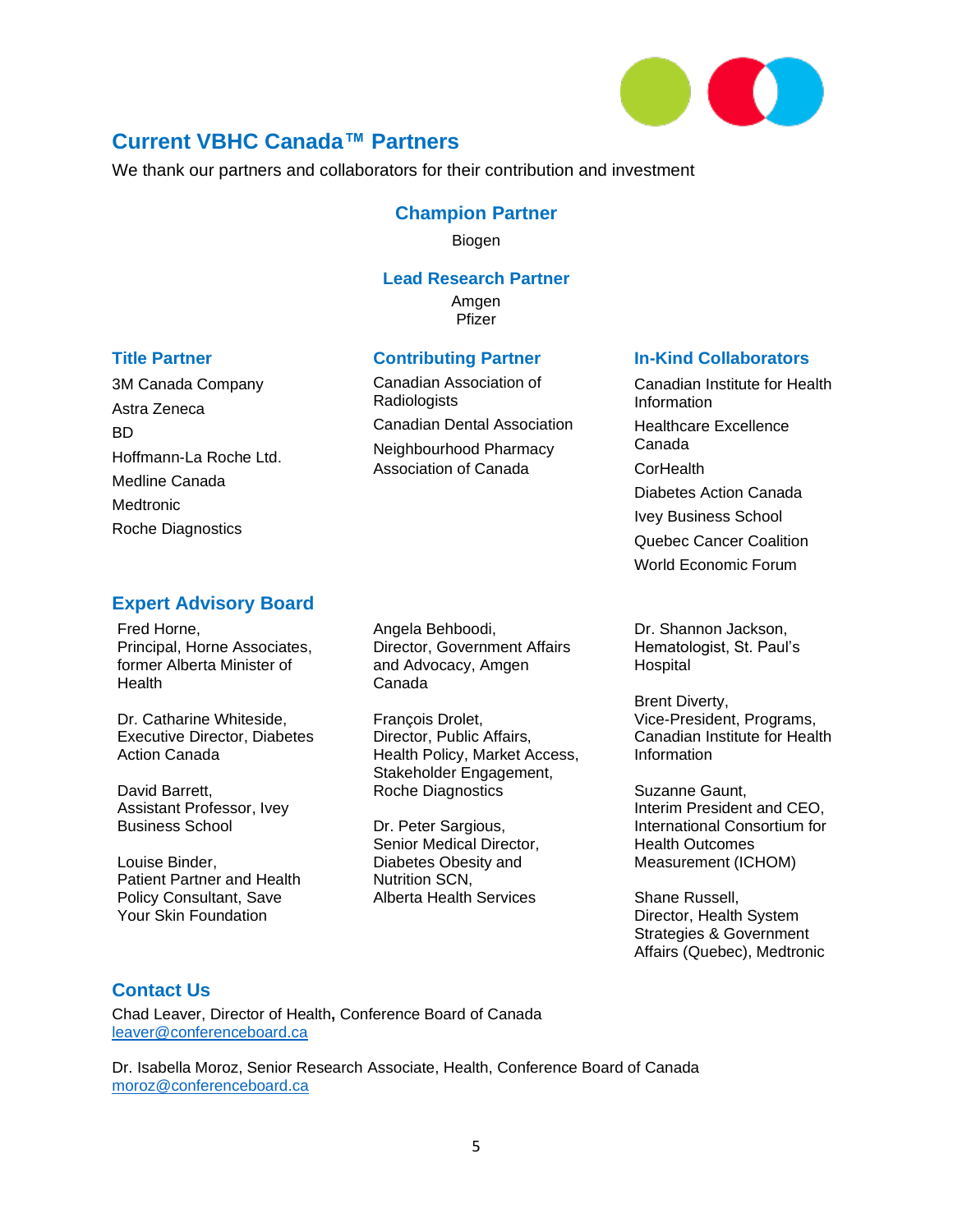## Current VBHC Canada™ Partners

We thank our partners and collaborators for their contribution and investment

### Champion Partner

Biogen

### Lead Research Partner

Amgen
Pfizer

### Title Partner

3M Canada Company

Astra Zeneca

BD

Hoffmann-La Roche Ltd.

Medline Canada

Medtronic

Roche Diagnostics

### Contributing Partner

Canadian Association of Radiologists

Canadian Dental Association

Neighbourhood Pharmacy Association of Canada

### In-Kind Collaborators

Canadian Institute for Health Information

Healthcare Excellence Canada

CorHealth

Diabetes Action Canada

Ivey Business School

Quebec Cancer Coalition

World Economic Forum

## Expert Advisory Board

Fred Horne,
Principal, Horne Associates, former Alberta Minister of Health

Dr. Catharine Whiteside,
Executive Director, Diabetes Action Canada

David Barrett,
Assistant Professor, Ivey Business School

Louise Binder,
Patient Partner and Health Policy Consultant, Save Your Skin Foundation

Angela Behboodi,
Director, Government Affairs and Advocacy, Amgen Canada

François Drolet,
Director, Public Affairs, Health Policy, Market Access, Stakeholder Engagement, Roche Diagnostics

Dr. Peter Sargious,
Senior Medical Director, Diabetes Obesity and Nutrition SCN,
Alberta Health Services

Dr. Shannon Jackson,
Hematologist, St. Paul's Hospital

Brent Diverty,
Vice-President, Programs, Canadian Institute for Health Information

Suzanne Gaunt,
Interim President and CEO, International Consortium for Health Outcomes Measurement (ICHOM)

Shane Russell,
Director, Health System Strategies & Government Affairs (Quebec), Medtronic

## Contact Us

Chad Leaver, Director of Health**,** Conference Board of Canada
leaver@conferenceboard.ca

Dr. Isabella Moroz, Senior Research Associate, Health, Conference Board of Canada
moroz@conferenceboard.ca